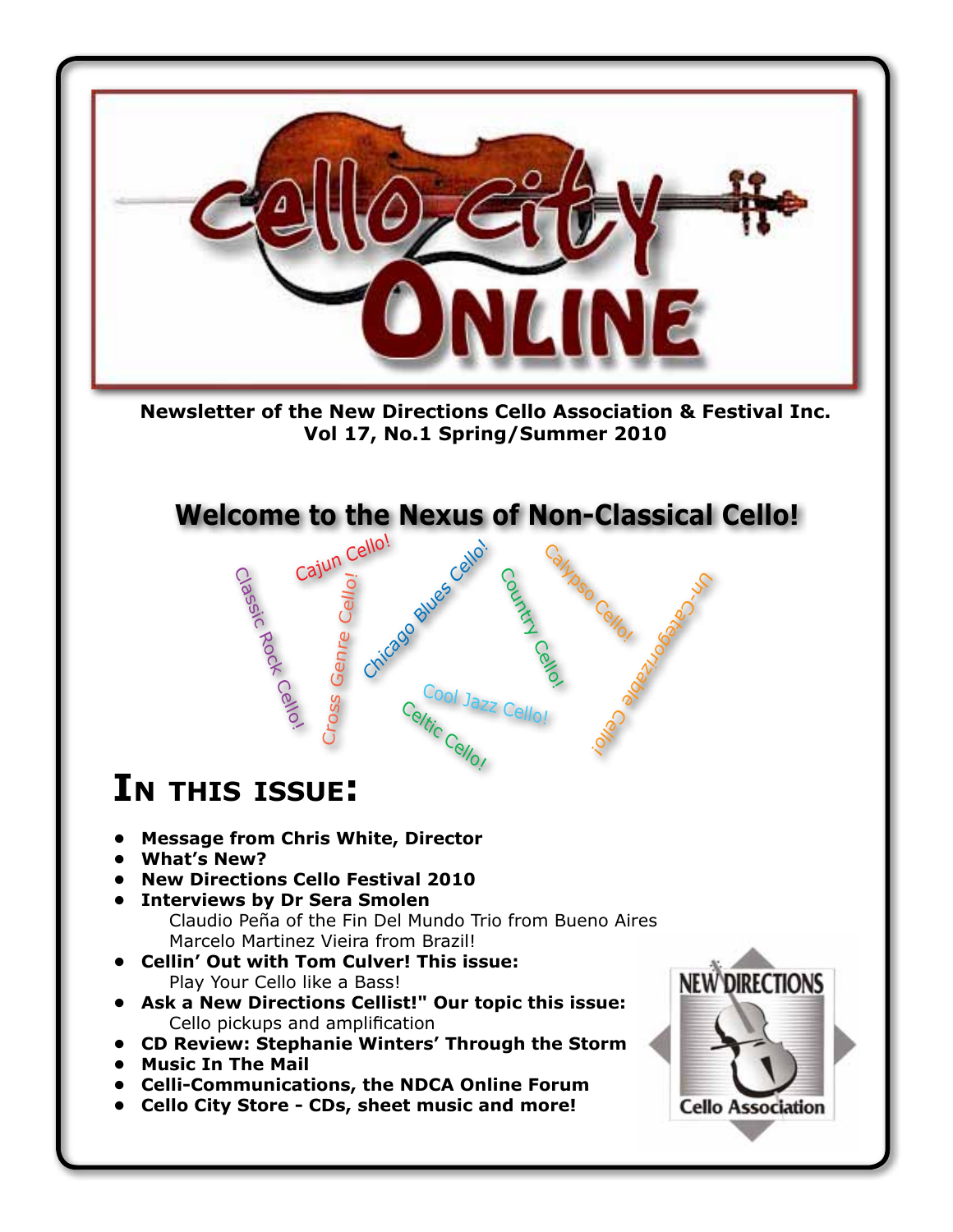# Cello City Online

**Newsletter of the New Directions Cello Association & Festival Inc.**
**Vol 17, No.1 Spring/Summer 2010**

## Welcome to the Nexus of Non-Classical Cello!

Classic Rock Cello! Cajun Cello! Cross Genre Cello! Chicago Blues Cello! Country Cello! Calypso Cello! Un-Categorizable Cello! Cool Jazz Cello! Celtic Cello!

## In this issue:

- **Message from Chris White, Director**
- **What's New?**
- **New Directions Cello Festival 2010**
- **Interviews by Dr Sera Smolen**
  Claudio Peña of the Fin Del Mundo Trio from Bueno Aires
  Marcelo Martinez Vieira from Brazil!
- **Cellin' Out with Tom Culver! This issue:**
  Play Your Cello like a Bass!
- **Ask a New Directions Cellist!" Our topic this issue:**
  Cello pickups and amplification
- **CD Review: Stephanie Winters' Through the Storm**
- **Music In The Mail**
- **Celli-Communications, the NDCA Online Forum**
- **Cello City Store - CDs, sheet music and more!**

NEW DIRECTIONS Cello Association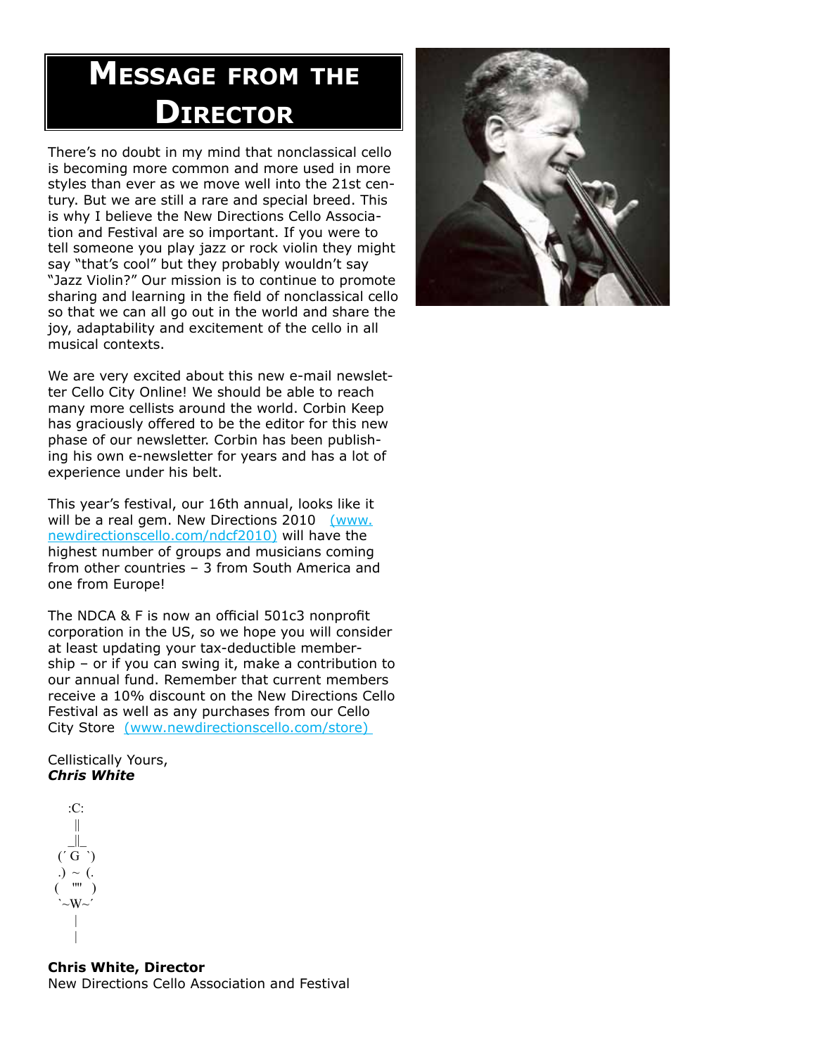# Message from the Director

There's no doubt in my mind that nonclassical cello is becoming more common and more used in more styles than ever as we move well into the 21st century. But we are still a rare and special breed. This is why I believe the New Directions Cello Association and Festival are so important. If you were to tell someone you play jazz or rock violin they might say "that's cool" but they probably wouldn't say "Jazz Violin?" Our mission is to continue to promote sharing and learning in the field of nonclassical cello so that we can all go out in the world and share the joy, adaptability and excitement of the cello in all musical contexts.

We are very excited about this new e-mail newsletter Cello City Online! We should be able to reach many more cellists around the world. Corbin Keep has graciously offered to be the editor for this new phase of our newsletter. Corbin has been publishing his own e-newsletter for years and has a lot of experience under his belt.

This year's festival, our 16th annual, looks like it will be a real gem. New Directions 2010 (www.newdirectionscello.com/ndcf2010) will have the highest number of groups and musicians coming from other countries – 3 from South America and one from Europe!

The NDCA & F is now an official 501c3 nonprofit corporation in the US, so we hope you will consider at least updating your tax-deductible membership – or if you can swing it, make a contribution to our annual fund. Remember that current members receive a 10% discount on the New Directions Cello Festival as well as any purchases from our Cello City Store (www.newdirectionscello.com/store)

Cellistically Yours,
***Chris White***

```
   :C:
    ||
   _||_
 (´ G `)
  .) ~ (.
 (   ""   )
  `~W~´
     |
     |
```

**Chris White, Director**
New Directions Cello Association and Festival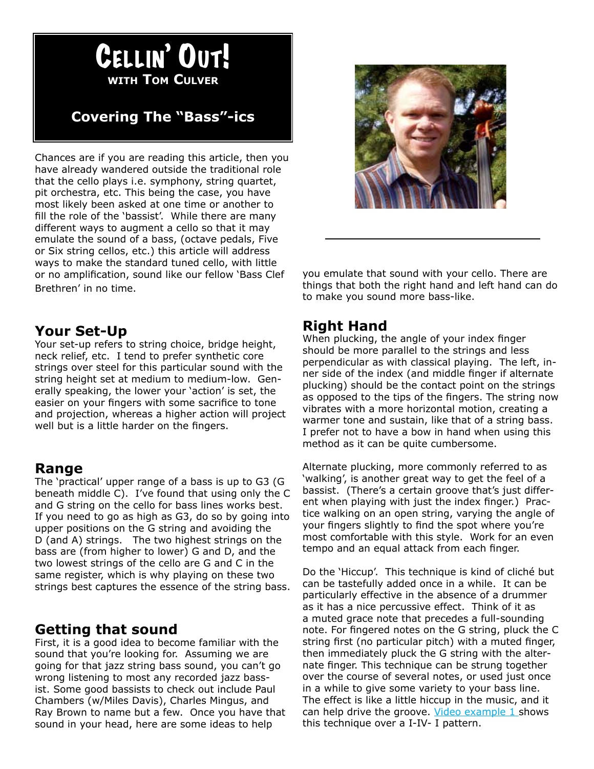# Cellin' Out!

**with Tom Culver**

## Covering The "Bass"-ics

Chances are if you are reading this article, then you have already wandered outside the traditional role that the cello plays i.e. symphony, string quartet, pit orchestra, etc. This being the case, you have most likely been asked at one time or another to fill the role of the 'bassist'. While there are many different ways to augment a cello so that it may emulate the sound of a bass, (octave pedals, Five or Six string cellos, etc.) this article will address ways to make the standard tuned cello, with little or no amplification, sound like our fellow 'Bass Clef Brethren' in no time.

## Your Set-Up

Your set-up refers to string choice, bridge height, neck relief, etc. I tend to prefer synthetic core strings over steel for this particular sound with the string height set at medium to medium-low. Generally speaking, the lower your 'action' is set, the easier on your fingers with some sacrifice to tone and projection, whereas a higher action will project well but is a little harder on the fingers.

## Range

The 'practical' upper range of a bass is up to G3 (G beneath middle C). I've found that using only the C and G string on the cello for bass lines works best. If you need to go as high as G3, do so by going into upper positions on the G string and avoiding the D (and A) strings. The two highest strings on the bass are (from higher to lower) G and D, and the two lowest strings of the cello are G and C in the same register, which is why playing on these two strings best captures the essence of the string bass.

## Getting that sound

First, it is a good idea to become familiar with the sound that you're looking for. Assuming we are going for that jazz string bass sound, you can't go wrong listening to most any recorded jazz bassist. Some good bassists to check out include Paul Chambers (w/Miles Davis), Charles Mingus, and Ray Brown to name but a few. Once you have that sound in your head, here are some ideas to help you emulate that sound with your cello. There are things that both the right hand and left hand can do to make you sound more bass-like.

## Right Hand

When plucking, the angle of your index finger should be more parallel to the strings and less perpendicular as with classical playing. The left, inner side of the index (and middle finger if alternate plucking) should be the contact point on the strings as opposed to the tips of the fingers. The string now vibrates with a more horizontal motion, creating a warmer tone and sustain, like that of a string bass. I prefer not to have a bow in hand when using this method as it can be quite cumbersome.

Alternate plucking, more commonly referred to as 'walking', is another great way to get the feel of a bassist. (There's a certain groove that's just different when playing with just the index finger.) Practice walking on an open string, varying the angle of your fingers slightly to find the spot where you're most comfortable with this style. Work for an even tempo and an equal attack from each finger.

Do the 'Hiccup'. This technique is kind of cliché but can be tastefully added once in a while. It can be particularly effective in the absence of a drummer as it has a nice percussive effect. Think of it as a muted grace note that precedes a full-sounding note. For fingered notes on the G string, pluck the C string first (no particular pitch) with a muted finger, then immediately pluck the G string with the alternate finger. This technique can be strung together over the course of several notes, or used just once in a while to give some variety to your bass line. The effect is like a little hiccup in the music, and it can help drive the groove. Video example 1 shows this technique over a I-IV- I pattern.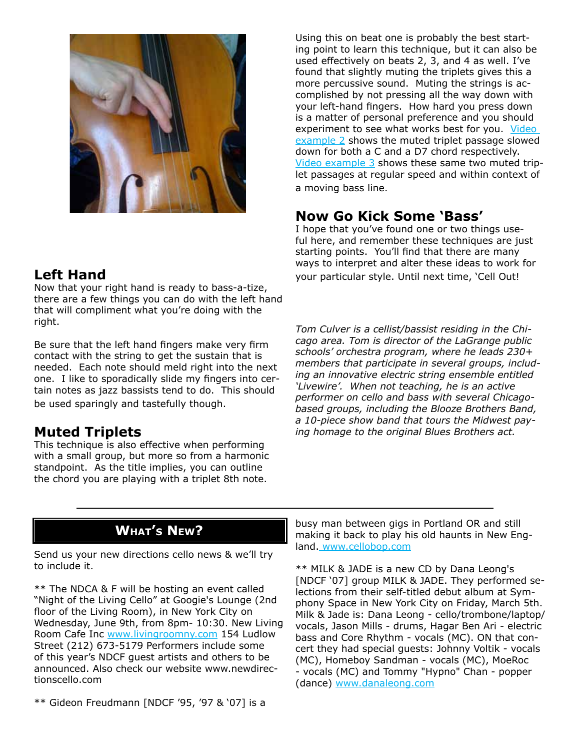## Left Hand

Now that your right hand is ready to bass-a-tize, there are a few things you can do with the left hand that will compliment what you're doing with the right.

Be sure that the left hand fingers make very firm contact with the string to get the sustain that is needed. Each note should meld right into the next one. I like to sporadically slide my fingers into certain notes as jazz bassists tend to do. This should be used sparingly and tastefully though.

## Muted Triplets

This technique is also effective when performing with a small group, but more so from a harmonic standpoint. As the title implies, you can outline the chord you are playing with a triplet 8th note. Using this on beat one is probably the best starting point to learn this technique, but it can also be used effectively on beats 2, 3, and 4 as well. I've found that slightly muting the triplets gives this a more percussive sound. Muting the strings is accomplished by not pressing all the way down with your left-hand fingers. How hard you press down is a matter of personal preference and you should experiment to see what works best for you. Video example 2 shows the muted triplet passage slowed down for both a C and a D7 chord respectively. Video example 3 shows these same two muted triplet passages at regular speed and within context of a moving bass line.

## Now Go Kick Some 'Bass'

I hope that you've found one or two things useful here, and remember these techniques are just starting points. You'll find that there are many ways to interpret and alter these ideas to work for your particular style. Until next time, 'Cell Out!

*Tom Culver is a cellist/bassist residing in the Chicago area. Tom is director of the LaGrange public schools' orchestra program, where he leads 230+ members that participate in several groups, including an innovative electric string ensemble entitled 'Livewire'. When not teaching, he is an active performer on cello and bass with several Chicago-based groups, including the Blooze Brothers Band, a 10-piece show band that tours the Midwest paying homage to the original Blues Brothers act.*

---

## WHAT'S NEW?

Send us your new directions cello news & we'll try to include it.

** The NDCA & F will be hosting an event called "Night of the Living Cello" at Googie's Lounge (2nd floor of the Living Room), in New York City on Wednesday, June 9th, from 8pm- 10:30. New Living Room Cafe Inc www.livingroomny.com 154 Ludlow Street (212) 673-5179 Performers include some of this year's NDCF guest artists and others to be announced. Also check our website www.newdirectionscello.com

** Gideon Freudmann [NDCF '95, '97 & '07] is a busy man between gigs in Portland OR and still making it back to play his old haunts in New England. www.cellobop.com

** MILK & JADE is a new CD by Dana Leong's [NDCF '07] group MILK & JADE. They performed selections from their self-titled debut album at Symphony Space in New York City on Friday, March 5th. Milk & Jade is: Dana Leong - cello/trombone/laptop/vocals, Jason Mills - drums, Hagar Ben Ari - electric bass and Core Rhythm - vocals (MC). ON that concert they had special guests: Johnny Voltik - vocals (MC), Homeboy Sandman - vocals (MC), MoeRoc - vocals (MC) and Tommy "Hypno" Chan - popper (dance) www.danaleong.com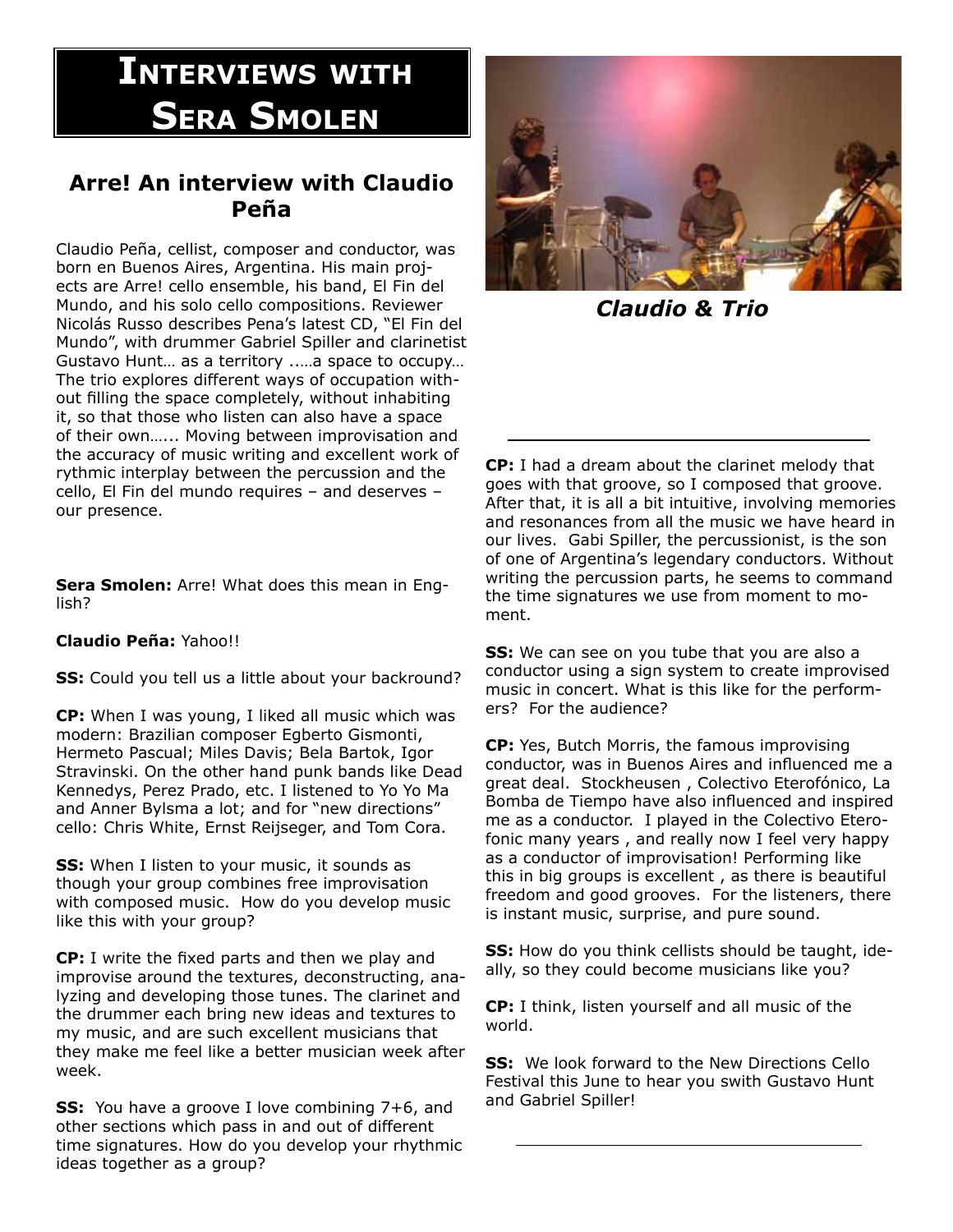# Interviews with Sera Smolen

## Arre! An interview with Claudio Peña

Claudio Peña, cellist, composer and conductor, was born en Buenos Aires, Argentina. His main projects are Arre! cello ensemble, his band, El Fin del Mundo, and his solo cello compositions. Reviewer Nicolás Russo describes Pena's latest CD, "El Fin del Mundo", with drummer Gabriel Spiller and clarinetist Gustavo Hunt… as a territory .….a space to occupy… The trio explores different ways of occupation without filling the space completely, without inhabiting it, so that those who listen can also have a space of their own…... Moving between improvisation and the accuracy of music writing and excellent work of rythmic interplay between the percussion and the cello, El Fin del mundo requires – and deserves – our presence.

**Sera Smolen:** Arre! What does this mean in English?

**Claudio Peña:** Yahoo!!

**SS:** Could you tell us a little about your backround?

**CP:** When I was young, I liked all music which was modern: Brazilian composer Egberto Gismonti, Hermeto Pascual; Miles Davis; Bela Bartok, Igor Stravinski. On the other hand punk bands like Dead Kennedys, Perez Prado, etc. I listened to Yo Yo Ma and Anner Bylsma a lot; and for "new directions" cello: Chris White, Ernst Reijseger, and Tom Cora.

**SS:** When I listen to your music, it sounds as though your group combines free improvisation with composed music. How do you develop music like this with your group?

**CP:** I write the fixed parts and then we play and improvise around the textures, deconstructing, analyzing and developing those tunes. The clarinet and the drummer each bring new ideas and textures to my music, and are such excellent musicians that they make me feel like a better musician week after week.

**SS:** You have a groove I love combining 7+6, and other sections which pass in and out of different time signatures. How do you develop your rhythmic ideas together as a group?

*Claudio & Trio*

**CP:** I had a dream about the clarinet melody that goes with that groove, so I composed that groove. After that, it is all a bit intuitive, involving memories and resonances from all the music we have heard in our lives. Gabi Spiller, the percussionist, is the son of one of Argentina's legendary conductors. Without writing the percussion parts, he seems to command the time signatures we use from moment to moment.

**SS:** We can see on you tube that you are also a conductor using a sign system to create improvised music in concert. What is this like for the performers? For the audience?

**CP:** Yes, Butch Morris, the famous improvising conductor, was in Buenos Aires and influenced me a great deal. Stockheusen , Colectivo Eterofónico, La Bomba de Tiempo have also influenced and inspired me as a conductor. I played in the Colectivo Eterofonic many years , and really now I feel very happy as a conductor of improvisation! Performing like this in big groups is excellent , as there is beautiful freedom and good grooves. For the listeners, there is instant music, surprise, and pure sound.

**SS:** How do you think cellists should be taught, ideally, so they could become musicians like you?

**CP:** I think, listen yourself and all music of the world.

**SS:** We look forward to the New Directions Cello Festival this June to hear you swith Gustavo Hunt and Gabriel Spiller!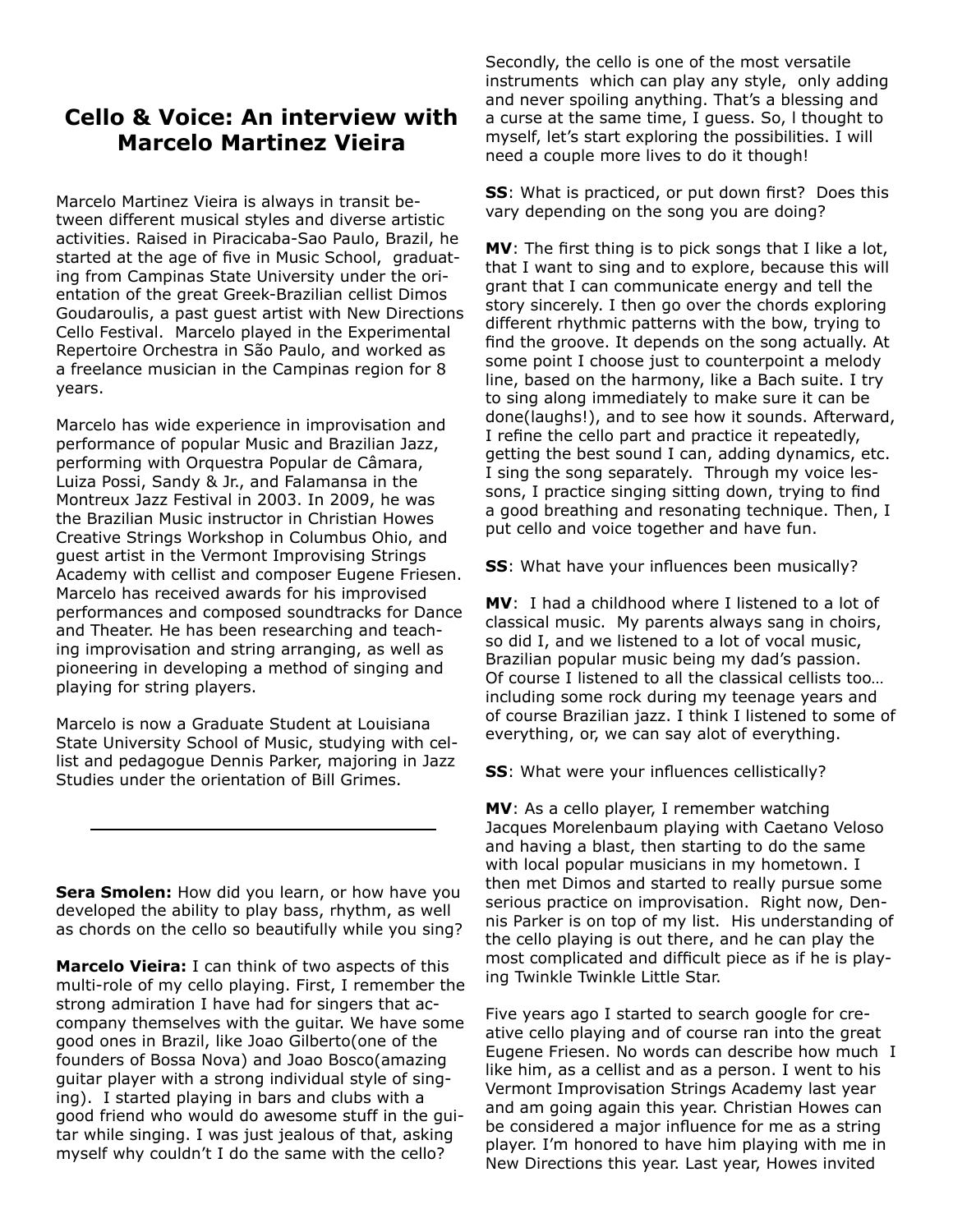## Cello & Voice: An interview with Marcelo Martinez Vieira

Marcelo Martinez Vieira is always in transit between different musical styles and diverse artistic activities. Raised in Piracicaba-Sao Paulo, Brazil, he started at the age of five in Music School, graduating from Campinas State University under the orientation of the great Greek-Brazilian cellist Dimos Goudaroulis, a past guest artist with New Directions Cello Festival. Marcelo played in the Experimental Repertoire Orchestra in São Paulo, and worked as a freelance musician in the Campinas region for 8 years.

Marcelo has wide experience in improvisation and performance of popular Music and Brazilian Jazz, performing with Orquestra Popular de Câmara, Luiza Possi, Sandy & Jr., and Falamansa in the Montreux Jazz Festival in 2003. In 2009, he was the Brazilian Music instructor in Christian Howes Creative Strings Workshop in Columbus Ohio, and guest artist in the Vermont Improvising Strings Academy with cellist and composer Eugene Friesen. Marcelo has received awards for his improvised performances and composed soundtracks for Dance and Theater. He has been researching and teaching improvisation and string arranging, as well as pioneering in developing a method of singing and playing for string players.

Marcelo is now a Graduate Student at Louisiana State University School of Music, studying with cellist and pedagogue Dennis Parker, majoring in Jazz Studies under the orientation of Bill Grimes.

---

**Sera Smolen:** How did you learn, or how have you developed the ability to play bass, rhythm, as well as chords on the cello so beautifully while you sing?

**Marcelo Vieira:** I can think of two aspects of this multi-role of my cello playing. First, I remember the strong admiration I have had for singers that accompany themselves with the guitar. We have some good ones in Brazil, like Joao Gilberto(one of the founders of Bossa Nova) and Joao Bosco(amazing guitar player with a strong individual style of singing). I started playing in bars and clubs with a good friend who would do awesome stuff in the guitar while singing. I was just jealous of that, asking myself why couldn't I do the same with the cello? Secondly, the cello is one of the most versatile instruments which can play any style, only adding and never spoiling anything. That's a blessing and a curse at the same time, I guess. So, I thought to myself, let's start exploring the possibilities. I will need a couple more lives to do it though!

**SS**: What is practiced, or put down first? Does this vary depending on the song you are doing?

**MV**: The first thing is to pick songs that I like a lot, that I want to sing and to explore, because this will grant that I can communicate energy and tell the story sincerely. I then go over the chords exploring different rhythmic patterns with the bow, trying to find the groove. It depends on the song actually. At some point I choose just to counterpoint a melody line, based on the harmony, like a Bach suite. I try to sing along immediately to make sure it can be done(laughs!), and to see how it sounds. Afterward, I refine the cello part and practice it repeatedly, getting the best sound I can, adding dynamics, etc. I sing the song separately. Through my voice lessons, I practice singing sitting down, trying to find a good breathing and resonating technique. Then, I put cello and voice together and have fun.

**SS**: What have your influences been musically?

**MV**: I had a childhood where I listened to a lot of classical music. My parents always sang in choirs, so did I, and we listened to a lot of vocal music, Brazilian popular music being my dad's passion. Of course I listened to all the classical cellists too… including some rock during my teenage years and of course Brazilian jazz. I think I listened to some of everything, or, we can say alot of everything.

**SS**: What were your influences cellistically?

**MV**: As a cello player, I remember watching Jacques Morelenbaum playing with Caetano Veloso and having a blast, then starting to do the same with local popular musicians in my hometown. I then met Dimos and started to really pursue some serious practice on improvisation. Right now, Dennis Parker is on top of my list. His understanding of the cello playing is out there, and he can play the most complicated and difficult piece as if he is playing Twinkle Twinkle Little Star.

Five years ago I started to search google for creative cello playing and of course ran into the great Eugene Friesen. No words can describe how much I like him, as a cellist and as a person. I went to his Vermont Improvisation Strings Academy last year and am going again this year. Christian Howes can be considered a major influence for me as a string player. I'm honored to have him playing with me in New Directions this year. Last year, Howes invited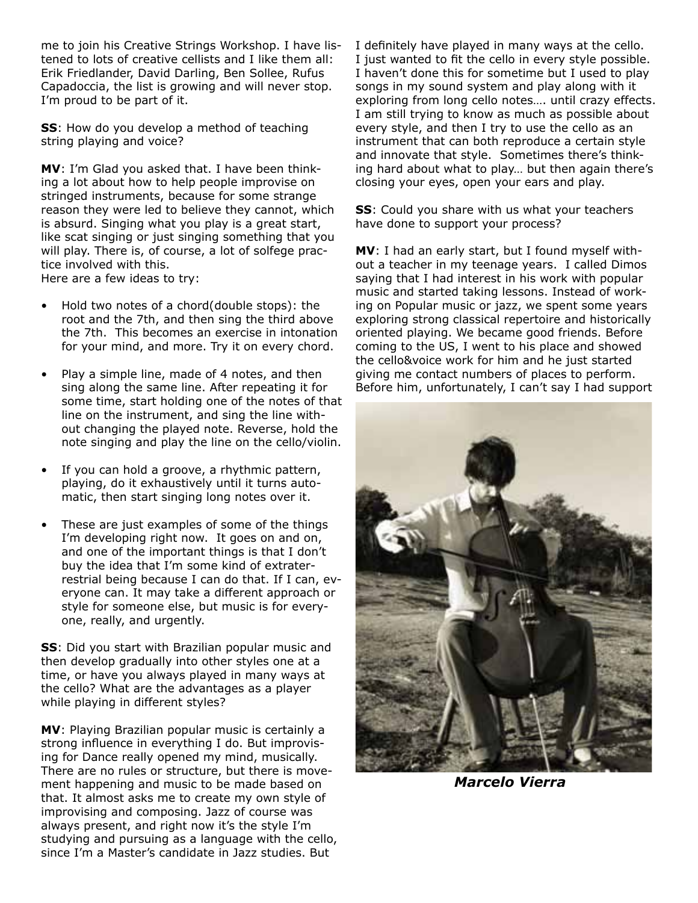me to join his Creative Strings Workshop. I have listened to lots of creative cellists and I like them all: Erik Friedlander, David Darling, Ben Sollee, Rufus Capadoccia, the list is growing and will never stop. I'm proud to be part of it.

**SS**: How do you develop a method of teaching string playing and voice?

**MV**: I'm Glad you asked that. I have been thinking a lot about how to help people improvise on stringed instruments, because for some strange reason they were led to believe they cannot, which is absurd. Singing what you play is a great start, like scat singing or just singing something that you will play. There is, of course, a lot of solfege practice involved with this.
Here are a few ideas to try:

- Hold two notes of a chord(double stops): the root and the 7th, and then sing the third above the 7th. This becomes an exercise in intonation for your mind, and more. Try it on every chord.
- Play a simple line, made of 4 notes, and then sing along the same line. After repeating it for some time, start holding one of the notes of that line on the instrument, and sing the line without changing the played note. Reverse, hold the note singing and play the line on the cello/violin.
- If you can hold a groove, a rhythmic pattern, playing, do it exhaustively until it turns automatic, then start singing long notes over it.
- These are just examples of some of the things I'm developing right now. It goes on and on, and one of the important things is that I don't buy the idea that I'm some kind of extraterrestrial being because I can do that. If I can, everyone can. It may take a different approach or style for someone else, but music is for everyone, really, and urgently.

**SS**: Did you start with Brazilian popular music and then develop gradually into other styles one at a time, or have you always played in many ways at the cello? What are the advantages as a player while playing in different styles?

**MV**: Playing Brazilian popular music is certainly a strong influence in everything I do. But improvising for Dance really opened my mind, musically. There are no rules or structure, but there is movement happening and music to be made based on that. It almost asks me to create my own style of improvising and composing. Jazz of course was always present, and right now it's the style I'm studying and pursuing as a language with the cello, since I'm a Master's candidate in Jazz studies. But I definitely have played in many ways at the cello. I just wanted to fit the cello in every style possible. I haven't done this for sometime but I used to play songs in my sound system and play along with it exploring from long cello notes…. until crazy effects. I am still trying to know as much as possible about every style, and then I try to use the cello as an instrument that can both reproduce a certain style and innovate that style. Sometimes there's thinking hard about what to play… but then again there's closing your eyes, open your ears and play.

**SS**: Could you share with us what your teachers have done to support your process?

**MV**: I had an early start, but I found myself without a teacher in my teenage years. I called Dimos saying that I had interest in his work with popular music and started taking lessons. Instead of working on Popular music or jazz, we spent some years exploring strong classical repertoire and historically oriented playing. We became good friends. Before coming to the US, I went to his place and showed the cello&voice work for him and he just started giving me contact numbers of places to perform. Before him, unfortunately, I can't say I had support

***Marcelo Vierra***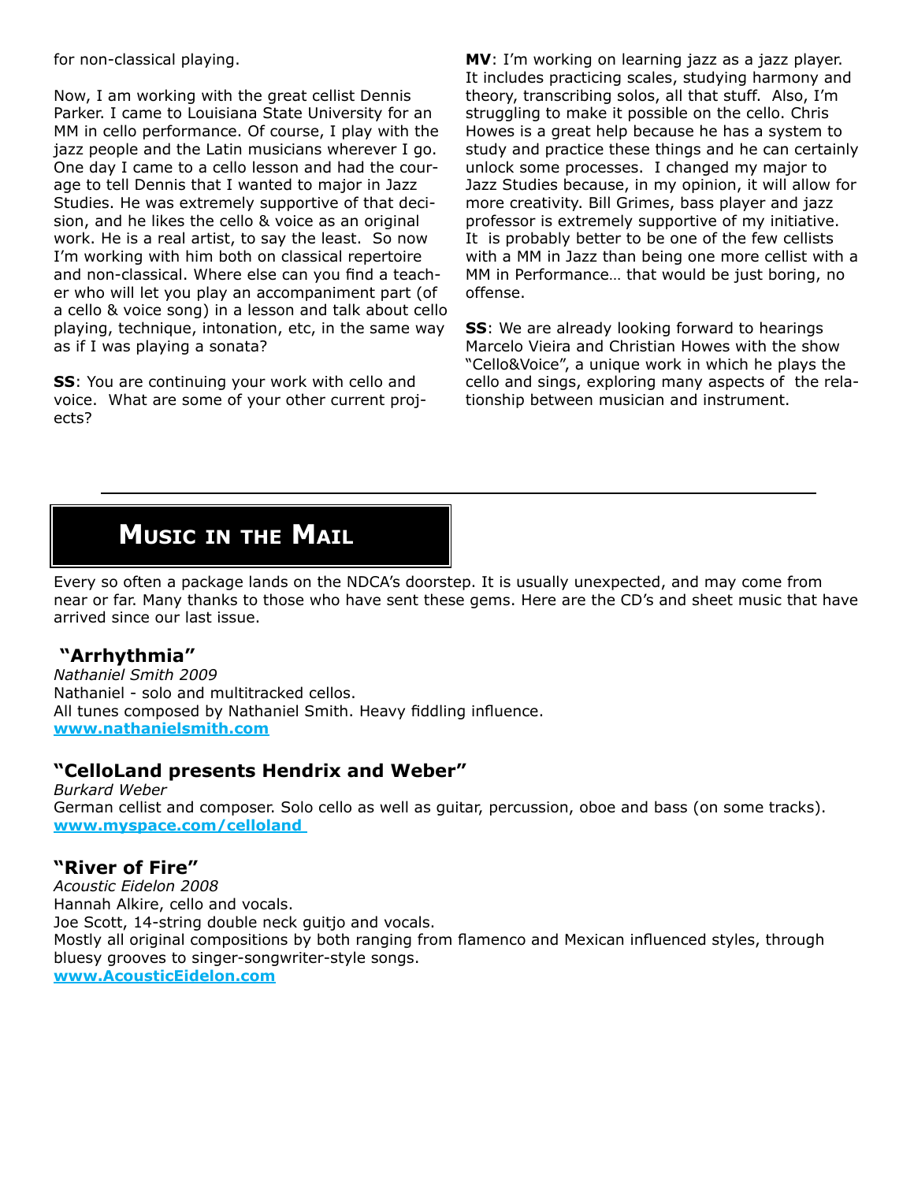for non-classical playing.

Now, I am working with the great cellist Dennis Parker. I came to Louisiana State University for an MM in cello performance. Of course, I play with the jazz people and the Latin musicians wherever I go. One day I came to a cello lesson and had the courage to tell Dennis that I wanted to major in Jazz Studies. He was extremely supportive of that decision, and he likes the cello & voice as an original work. He is a real artist, to say the least. So now I'm working with him both on classical repertoire and non-classical. Where else can you find a teacher who will let you play an accompaniment part (of a cello & voice song) in a lesson and talk about cello playing, technique, intonation, etc, in the same way as if I was playing a sonata?

**SS**: You are continuing your work with cello and voice. What are some of your other current projects?

**MV**: I'm working on learning jazz as a jazz player. It includes practicing scales, studying harmony and theory, transcribing solos, all that stuff. Also, I'm struggling to make it possible on the cello. Chris Howes is a great help because he has a system to study and practice these things and he can certainly unlock some processes. I changed my major to Jazz Studies because, in my opinion, it will allow for more creativity. Bill Grimes, bass player and jazz professor is extremely supportive of my initiative. It is probably better to be one of the few cellists with a MM in Jazz than being one more cellist with a MM in Performance… that would be just boring, no offense.

**SS**: We are already looking forward to hearings Marcelo Vieira and Christian Howes with the show "Cello&Voice", a unique work in which he plays the cello and sings, exploring many aspects of the relationship between musician and instrument.

---

## Music in the Mail

Every so often a package lands on the NDCA's doorstep. It is usually unexpected, and may come from near or far. Many thanks to those who have sent these gems. Here are the CD's and sheet music that have arrived since our last issue.

### "Arrhythmia"

*Nathaniel Smith 2009*
Nathaniel - solo and multitracked cellos.
All tunes composed by Nathaniel Smith. Heavy fiddling influence.
**www.nathanielsmith.com**

### "CelloLand presents Hendrix and Weber"

*Burkard Weber*
German cellist and composer. Solo cello as well as guitar, percussion, oboe and bass (on some tracks).
**www.myspace.com/celloland**

### "River of Fire"

*Acoustic Eidelon 2008*
Hannah Alkire, cello and vocals.
Joe Scott, 14-string double neck guitjo and vocals.
Mostly all original compositions by both ranging from flamenco and Mexican influenced styles, through bluesy grooves to singer-songwriter-style songs.
**www.AcousticEidelon.com**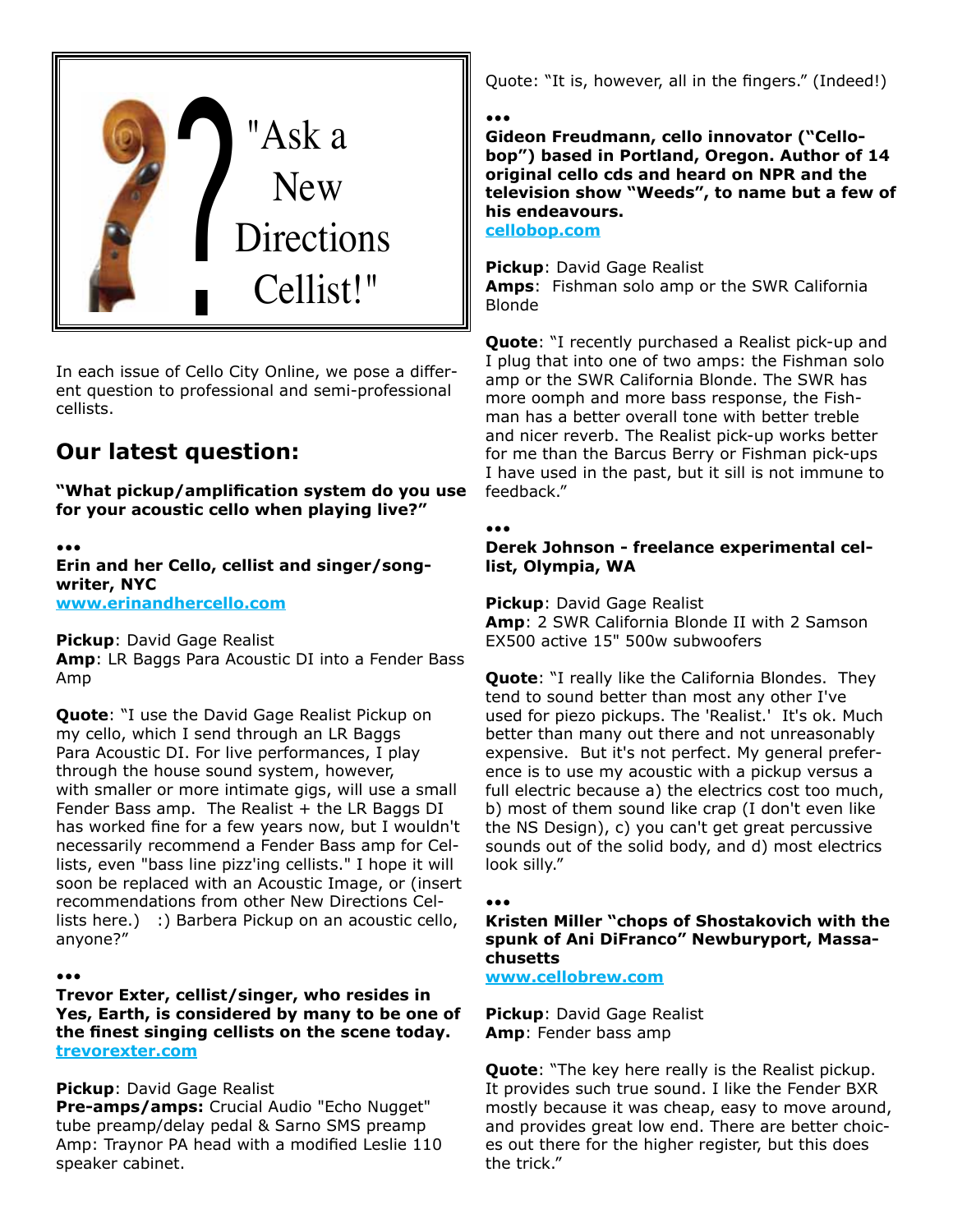"Ask a New Directions Cellist!"

In each issue of Cello City Online, we pose a different question to professional and semi-professional cellists.

## Our latest question:

**"What pickup/amplification system do you use for your acoustic cello when playing live?"**

•••

**Erin and her Cello, cellist and singer/songwriter, NYC**
www.erinandhercello.com

**Pickup**: David Gage Realist
**Amp**: LR Baggs Para Acoustic DI into a Fender Bass Amp

**Quote**: "I use the David Gage Realist Pickup on my cello, which I send through an LR Baggs Para Acoustic DI. For live performances, I play through the house sound system, however, with smaller or more intimate gigs, will use a small Fender Bass amp. The Realist + the LR Baggs DI has worked fine for a few years now, but I wouldn't necessarily recommend a Fender Bass amp for Cellists, even "bass line pizz'ing cellists." I hope it will soon be replaced with an Acoustic Image, or (insert recommendations from other New Directions Cellists here.) :) Barbera Pickup on an acoustic cello, anyone?"

•••

**Trevor Exter, cellist/singer, who resides in Yes, Earth, is considered by many to be one of the finest singing cellists on the scene today.**
trevorexter.com

**Pickup**: David Gage Realist
**Pre-amps/amps:** Crucial Audio "Echo Nugget" tube preamp/delay pedal & Sarno SMS preamp
Amp: Traynor PA head with a modified Leslie 110 speaker cabinet.

Quote: "It is, however, all in the fingers." (Indeed!)

•••

**Gideon Freudmann, cello innovator ("Cellobop") based in Portland, Oregon. Author of 14 original cello cds and heard on NPR and the television show "Weeds", to name but a few of his endeavours.**
cellobop.com

**Pickup**: David Gage Realist
**Amps**: Fishman solo amp or the SWR California Blonde

**Quote**: "I recently purchased a Realist pick-up and I plug that into one of two amps: the Fishman solo amp or the SWR California Blonde. The SWR has more oomph and more bass response, the Fishman has a better overall tone with better treble and nicer reverb. The Realist pick-up works better for me than the Barcus Berry or Fishman pick-ups I have used in the past, but it sill is not immune to feedback."

•••

**Derek Johnson - freelance experimental cellist, Olympia, WA**

**Pickup**: David Gage Realist
**Amp**: 2 SWR California Blonde II with 2 Samson EX500 active 15" 500w subwoofers

**Quote**: "I really like the California Blondes. They tend to sound better than most any other I've used for piezo pickups. The 'Realist.' It's ok. Much better than many out there and not unreasonably expensive. But it's not perfect. My general preference is to use my acoustic with a pickup versus a full electric because a) the electrics cost too much, b) most of them sound like crap (I don't even like the NS Design), c) you can't get great percussive sounds out of the solid body, and d) most electrics look silly."

•••

**Kristen Miller "chops of Shostakovich with the spunk of Ani DiFranco" Newburyport, Massachusetts**
www.cellobrew.com

**Pickup**: David Gage Realist
**Amp**: Fender bass amp

**Quote**: "The key here really is the Realist pickup. It provides such true sound. I like the Fender BXR mostly because it was cheap, easy to move around, and provides great low end. There are better choices out there for the higher register, but this does the trick."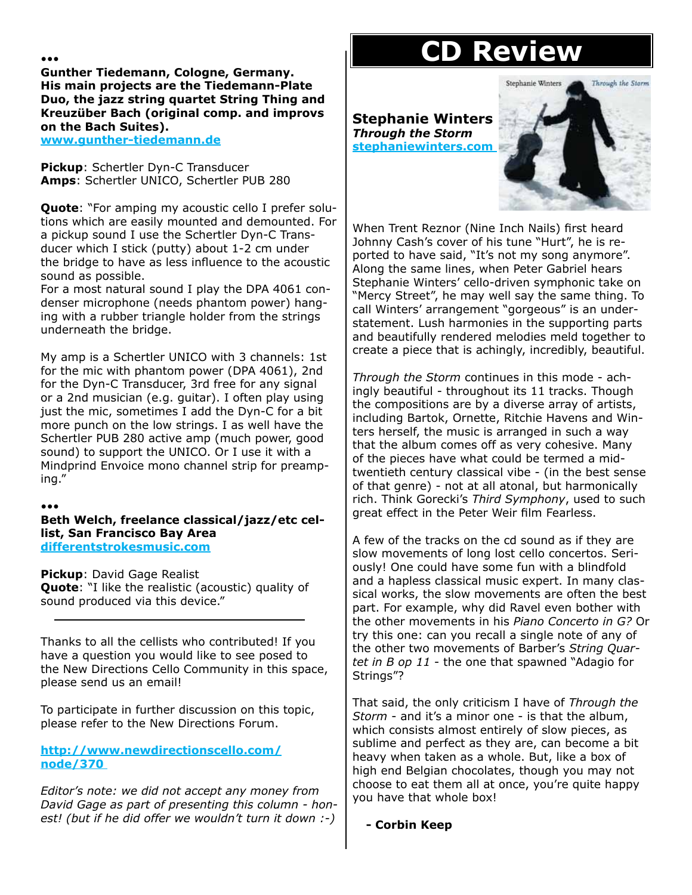•••

**Gunther Tiedemann, Cologne, Germany. His main projects are the Tiedemann-Plate Duo, the jazz string quartet String Thing and Kreuzüber Bach (original comp. and improvs on the Bach Suites).**
**www.gunther-tiedemann.de**

**Pickup**: Schertler Dyn-C Transducer
**Amps**: Schertler UNICO, Schertler PUB 280

**Quote**: "For amping my acoustic cello I prefer solutions which are easily mounted and demounted. For a pickup sound I use the Schertler Dyn-C Transducer which I stick (putty) about 1-2 cm under the bridge to have as less influence to the acoustic sound as possible.
For a most natural sound I play the DPA 4061 condenser microphone (needs phantom power) hanging with a rubber triangle holder from the strings underneath the bridge.

My amp is a Schertler UNICO with 3 channels: 1st for the mic with phantom power (DPA 4061), 2nd for the Dyn-C Transducer, 3rd free for any signal or a 2nd musician (e.g. guitar). I often play using just the mic, sometimes I add the Dyn-C for a bit more punch on the low strings. I as well have the Schertler PUB 280 active amp (much power, good sound) to support the UNICO. Or I use it with a Mindprind Envoice mono channel strip for preamping."

•••

**Beth Welch, freelance classical/jazz/etc cellist, San Francisco Bay Area**
**differentstrokesmusic.com**

**Pickup**: David Gage Realist
**Quote**: "I like the realistic (acoustic) quality of sound produced via this device."

---

Thanks to all the cellists who contributed! If you have a question you would like to see posed to the New Directions Cello Community in this space, please send us an email!

To participate in further discussion on this topic, please refer to the New Directions Forum.

**http://www.newdirectionscello.com/node/370**

*Editor's note: we did not accept any money from David Gage as part of presenting this column - honest! (but if he did offer we wouldn't turn it down :-)*

# CD Review

**Stephanie Winters**
***Through the Storm***
**stephaniewinters.com**

When Trent Reznor (Nine Inch Nails) first heard Johnny Cash's cover of his tune "Hurt", he is reported to have said, "It's not my song anymore". Along the same lines, when Peter Gabriel hears Stephanie Winters' cello-driven symphonic take on "Mercy Street", he may well say the same thing. To call Winters' arrangement "gorgeous" is an understatement. Lush harmonies in the supporting parts and beautifully rendered melodies meld together to create a piece that is achingly, incredibly, beautiful.

*Through the Storm* continues in this mode - achingly beautiful - throughout its 11 tracks. Though the compositions are by a diverse array of artists, including Bartok, Ornette, Ritchie Havens and Winters herself, the music is arranged in such a way that the album comes off as very cohesive. Many of the pieces have what could be termed a mid-twentieth century classical vibe - (in the best sense of that genre) - not at all atonal, but harmonically rich. Think Gorecki's *Third Symphony*, used to such great effect in the Peter Weir film Fearless.

A few of the tracks on the cd sound as if they are slow movements of long lost cello concertos. Seriously! One could have some fun with a blindfold and a hapless classical music expert. In many classical works, the slow movements are often the best part. For example, why did Ravel even bother with the other movements in his *Piano Concerto in G?* Or try this one: can you recall a single note of any of the other two movements of Barber's *String Quartet in B op 11* - the one that spawned "Adagio for Strings"?

That said, the only criticism I have of *Through the Storm* - and it's a minor one - is that the album, which consists almost entirely of slow pieces, as sublime and perfect as they are, can become a bit heavy when taken as a whole. But, like a box of high end Belgian chocolates, though you may not choose to eat them all at once, you're quite happy you have that whole box!

**- Corbin Keep**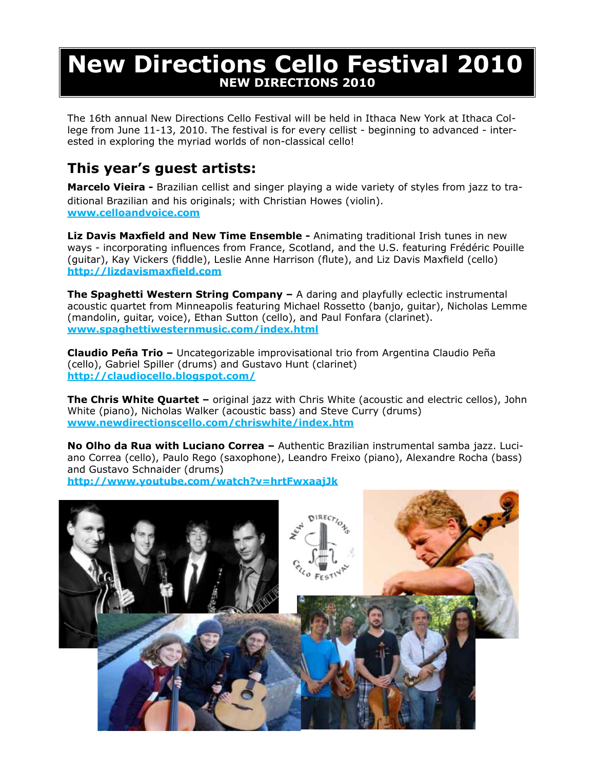# New Directions Cello Festival 2010

**NEW DIRECTIONS 2010**

The 16th annual New Directions Cello Festival will be held in Ithaca New York at Ithaca College from June 11-13, 2010. The festival is for every cellist - beginning to advanced - interested in exploring the myriad worlds of non-classical cello!

## This year's guest artists:

**Marcelo Vieira -** Brazilian cellist and singer playing a wide variety of styles from jazz to traditional Brazilian and his originals; with Christian Howes (violin).
**www.celloandvoice.com**

**Liz Davis Maxfield and New Time Ensemble -** Animating traditional Irish tunes in new ways - incorporating influences from France, Scotland, and the U.S. featuring Frédéric Pouille (guitar), Kay Vickers (fiddle), Leslie Anne Harrison (flute), and Liz Davis Maxfield (cello)
**http://lizdavismaxfield.com**

**The Spaghetti Western String Company –** A daring and playfully eclectic instrumental acoustic quartet from Minneapolis featuring Michael Rossetto (banjo, guitar), Nicholas Lemme (mandolin, guitar, voice), Ethan Sutton (cello), and Paul Fonfara (clarinet).
**www.spaghettiwesternmusic.com/index.html**

**Claudio Peña Trio –** Uncategorizable improvisational trio from Argentina Claudio Peña (cello), Gabriel Spiller (drums) and Gustavo Hunt (clarinet)
**http://claudiocello.blogspot.com/**

**The Chris White Quartet –** original jazz with Chris White (acoustic and electric cellos), John White (piano), Nicholas Walker (acoustic bass) and Steve Curry (drums)
**www.newdirectionscello.com/chriswhite/index.htm**

**No Olho da Rua with Luciano Correa –** Authentic Brazilian instrumental samba jazz. Luciano Correa (cello), Paulo Rego (saxophone), Leandro Freixo (piano), Alexandre Rocha (bass) and Gustavo Schnaider (drums)
**http://www.youtube.com/watch?v=hrtFwxaajJk**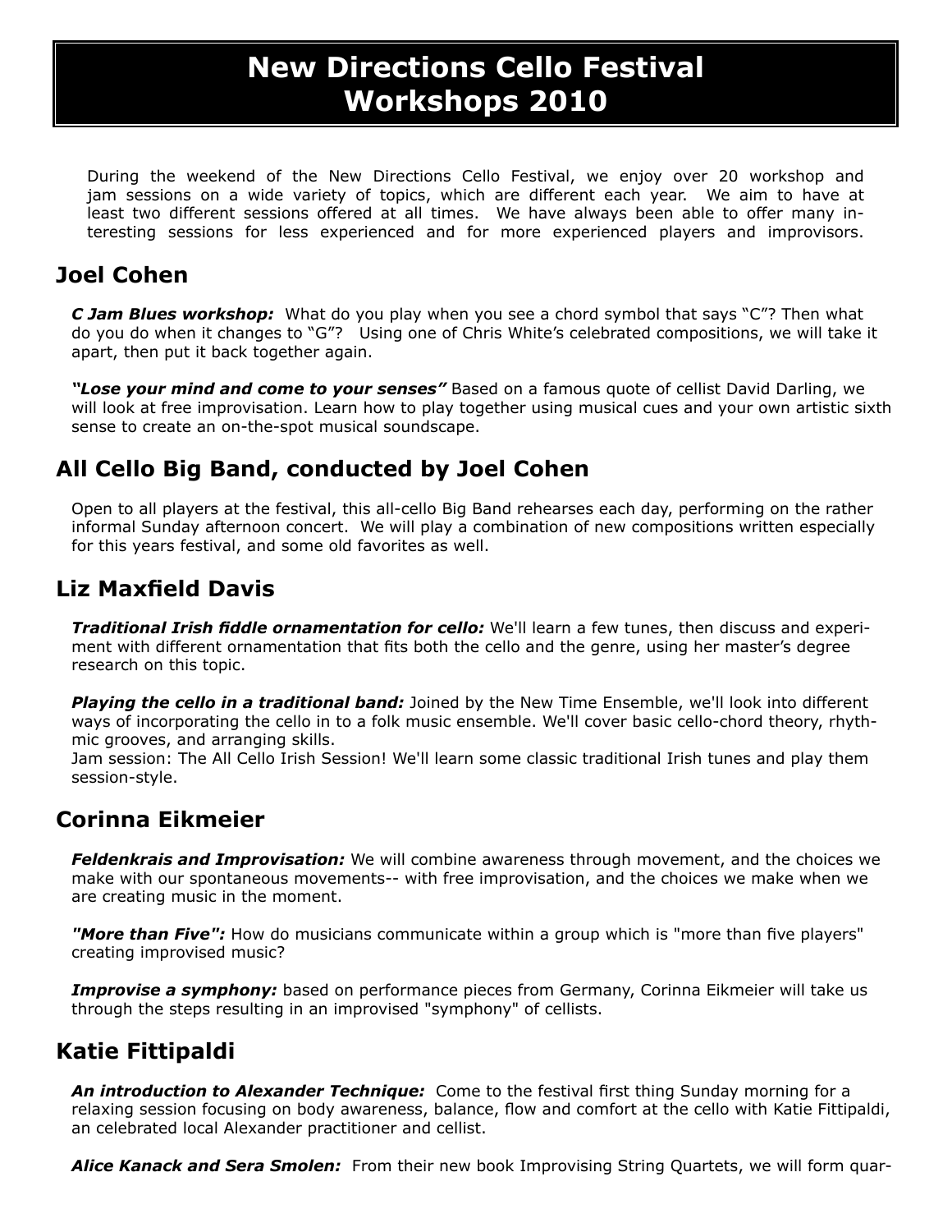# New Directions Cello Festival Workshops 2010

During the weekend of the New Directions Cello Festival, we enjoy over 20 workshop and jam sessions on a wide variety of topics, which are different each year. We aim to have at least two different sessions offered at all times. We have always been able to offer many interesting sessions for less experienced and for more experienced players and improvisors.

## Joel Cohen

***C Jam Blues workshop:*** What do you play when you see a chord symbol that says "C"? Then what do you do when it changes to "G"? Using one of Chris White's celebrated compositions, we will take it apart, then put it back together again.

***"Lose your mind and come to your senses"*** Based on a famous quote of cellist David Darling, we will look at free improvisation. Learn how to play together using musical cues and your own artistic sixth sense to create an on-the-spot musical soundscape.

## All Cello Big Band, conducted by Joel Cohen

Open to all players at the festival, this all-cello Big Band rehearses each day, performing on the rather informal Sunday afternoon concert. We will play a combination of new compositions written especially for this years festival, and some old favorites as well.

## Liz Maxfield Davis

***Traditional Irish fiddle ornamentation for cello:*** We'll learn a few tunes, then discuss and experiment with different ornamentation that fits both the cello and the genre, using her master's degree research on this topic.

***Playing the cello in a traditional band:*** Joined by the New Time Ensemble, we'll look into different ways of incorporating the cello in to a folk music ensemble. We'll cover basic cello-chord theory, rhythmic grooves, and arranging skills.
Jam session: The All Cello Irish Session! We'll learn some classic traditional Irish tunes and play them session-style.

## Corinna Eikmeier

***Feldenkrais and Improvisation:*** We will combine awareness through movement, and the choices we make with our spontaneous movements-- with free improvisation, and the choices we make when we are creating music in the moment.

***"More than Five":*** How do musicians communicate within a group which is "more than five players" creating improvised music?

***Improvise a symphony:*** based on performance pieces from Germany, Corinna Eikmeier will take us through the steps resulting in an improvised "symphony" of cellists.

## Katie Fittipaldi

***An introduction to Alexander Technique:*** Come to the festival first thing Sunday morning for a relaxing session focusing on body awareness, balance, flow and comfort at the cello with Katie Fittipaldi, an celebrated local Alexander practitioner and cellist.

***Alice Kanack and Sera Smolen:*** From their new book Improvising String Quartets, we will form quar-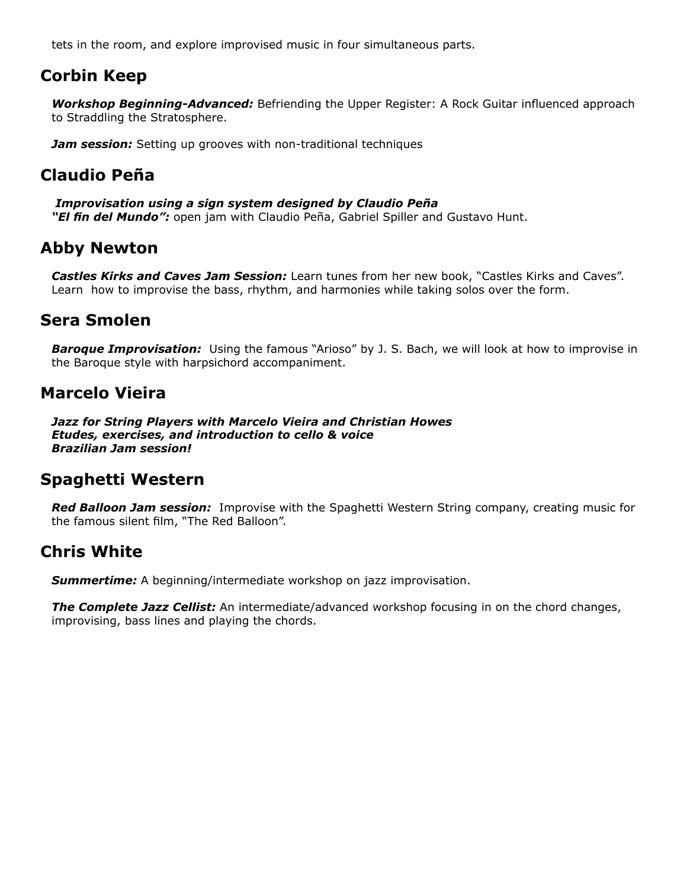tets in the room, and explore improvised music in four simultaneous parts.

## Corbin Keep

***Workshop Beginning-Advanced:*** Befriending the Upper Register: A Rock Guitar influenced approach to Straddling the Stratosphere.

***Jam session:*** Setting up grooves with non-traditional techniques

## Claudio Peña

***Improvisation using a sign system designed by Claudio Peña***
***"El fin del Mundo":*** open jam with Claudio Peña, Gabriel Spiller and Gustavo Hunt.

## Abby Newton

***Castles Kirks and Caves Jam Session:*** Learn tunes from her new book, "Castles Kirks and Caves". Learn how to improvise the bass, rhythm, and harmonies while taking solos over the form.

## Sera Smolen

***Baroque Improvisation:*** Using the famous "Arioso" by J. S. Bach, we will look at how to improvise in the Baroque style with harpsichord accompaniment.

## Marcelo Vieira

***Jazz for String Players with Marcelo Vieira and Christian Howes***
***Etudes, exercises, and introduction to cello & voice***
***Brazilian Jam session!***

## Spaghetti Western

***Red Balloon Jam session:*** Improvise with the Spaghetti Western String company, creating music for the famous silent film, "The Red Balloon".

## Chris White

***Summertime:*** A beginning/intermediate workshop on jazz improvisation.

***The Complete Jazz Cellist:*** An intermediate/advanced workshop focusing in on the chord changes, improvising, bass lines and playing the chords.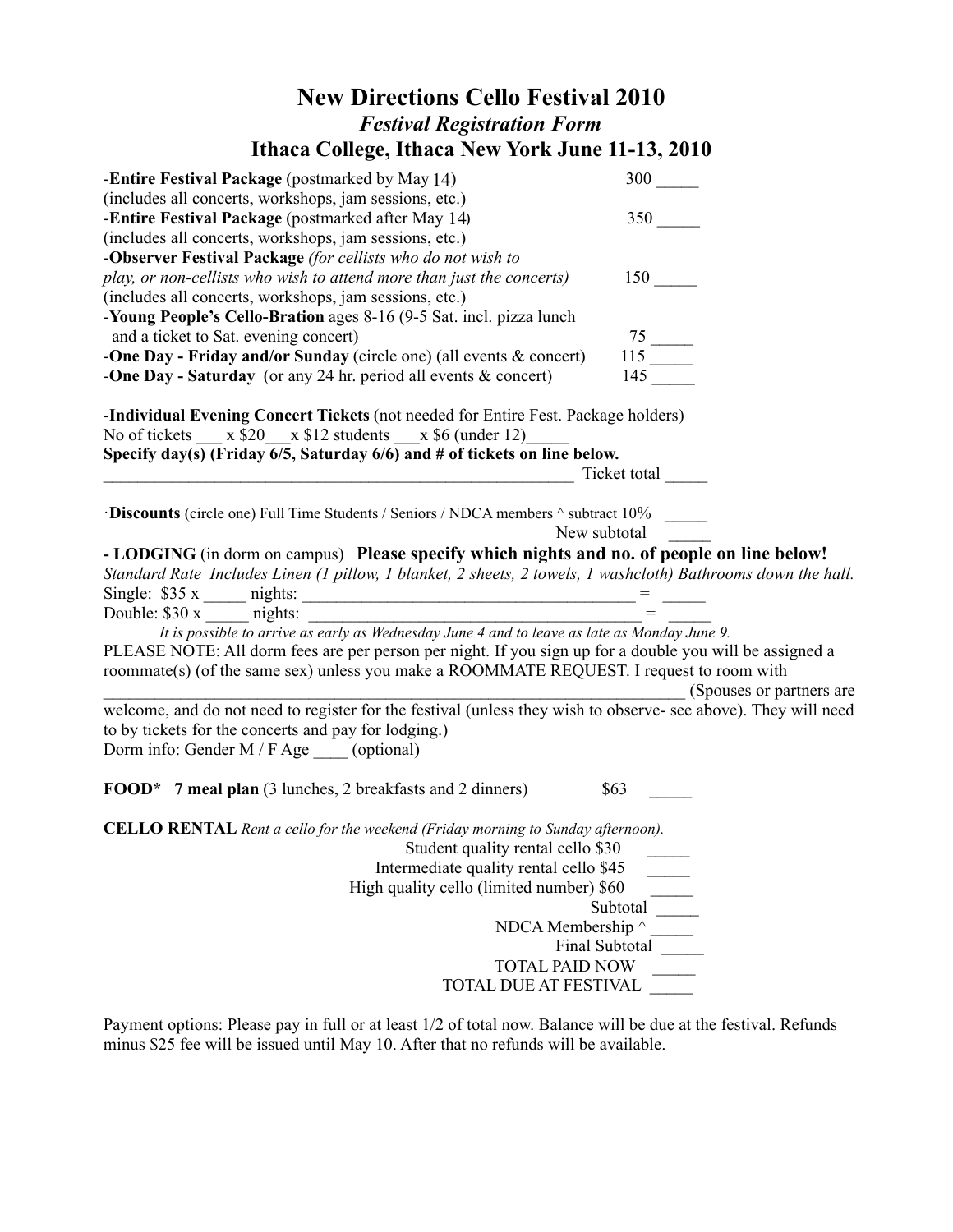# New Directions Cello Festival 2010

## *Festival Registration Form*

## Ithaca College, Ithaca New York June 11-13, 2010

-**Entire Festival Package** (postmarked by May 14) 300 _____
(includes all concerts, workshops, jam sessions, etc.)

-**Entire Festival Package** (postmarked after May 14) 350 _____
(includes all concerts, workshops, jam sessions, etc.)

-**Observer Festival Package** *(for cellists who do not wish to play, or non-cellists who wish to attend more than just the concerts)* 150 _____
(includes all concerts, workshops, jam sessions, etc.)

-**Young People's Cello-Bration** ages 8-16 (9-5 Sat. incl. pizza lunch and a ticket to Sat. evening concert) 75 _____

-**One Day - Friday and/or Sunday** (circle one) (all events & concert) 115 _____

-**One Day - Saturday** (or any 24 hr. period all events & concert) 145 _____

-**Individual Evening Concert Tickets** (not needed for Entire Fest. Package holders)
No of tickets ___ x $20___x $12 students ___x $6 (under 12)_____
**Specify day(s) (Friday 6/5, Saturday 6/6) and # of tickets on line below.**
_______________________________________________________ Ticket total _____

·**Discounts** (circle one) Full Time Students / Seniors / NDCA members ^ subtract 10% _____
New subtotal _____

**- LODGING** (in dorm on campus) **Please specify which nights and no. of people on line below!**
*Standard Rate Includes Linen (1 pillow, 1 blanket, 2 sheets, 2 towels, 1 washcloth) Bathrooms down the hall.*
Single: $35 x _____ nights: ________________________________________ = _____
Double: $30 x _____ nights: ________________________________________ = _____
*It is possible to arrive as early as Wednesday June 4 and to leave as late as Monday June 9.*
PLEASE NOTE: All dorm fees are per person per night. If you sign up for a double you will be assigned a roommate(s) (of the same sex) unless you make a ROOMMATE REQUEST. I request to room with
________________________________________________________________________ (Spouses or partners are welcome, and do not need to register for the festival (unless they wish to observe- see above). They will need to by tickets for the concerts and pay for lodging.)
Dorm info: Gender M / F Age ____ (optional)

**FOOD\*** **7 meal plan** (3 lunches, 2 breakfasts and 2 dinners) $63 _____

**CELLO RENTAL** *Rent a cello for the weekend (Friday morning to Sunday afternoon).*

Student quality rental cello $30 _____
Intermediate quality rental cello $45 _____
High quality cello (limited number) $60 _____
Subtotal _____
NDCA Membership ^ _____
Final Subtotal _____
TOTAL PAID NOW _____
TOTAL DUE AT FESTIVAL _____

Payment options: Please pay in full or at least 1/2 of total now. Balance will be due at the festival. Refunds minus $25 fee will be issued until May 10. After that no refunds will be available.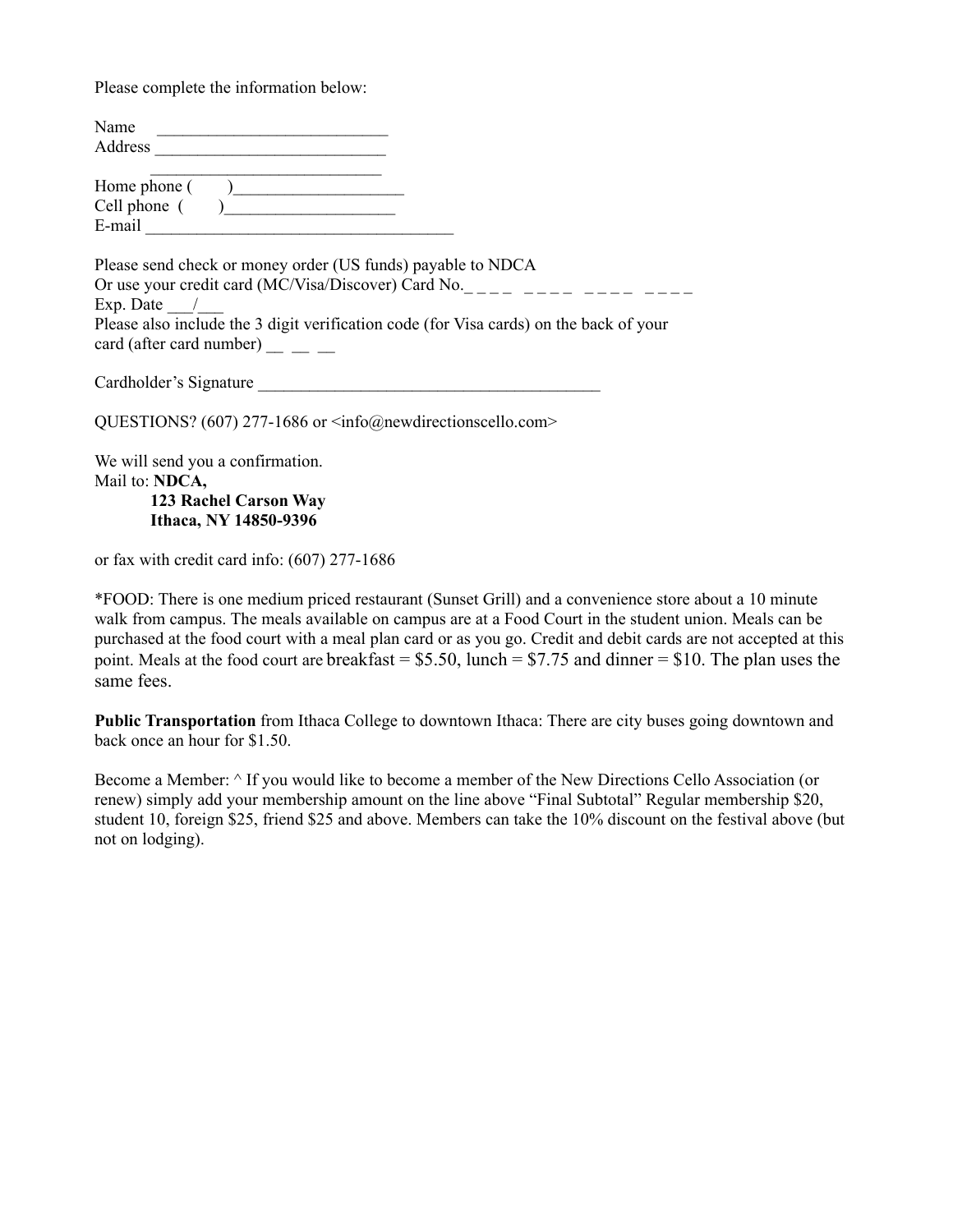Please complete the information below:

Name ___________________________
Address ___________________________
___________________________
Home phone ( )____________________
Cell phone ( )____________________
E-mail ____________________________________

Please send check or money order (US funds) payable to NDCA
Or use your credit card (MC/Visa/Discover) Card No._ _ _ _ _ _ _ _ _ _ _ _ _ _ _ _
Exp. Date ___/___
Please also include the 3 digit verification code (for Visa cards) on the back of your card (after card number) __ __ __

Cardholder's Signature ________________________________________

QUESTIONS? (607) 277-1686 or <info@newdirectionscello.com>

We will send you a confirmation.
Mail to: **NDCA,**
**123 Rachel Carson Way**
**Ithaca, NY 14850-9396**

or fax with credit card info: (607) 277-1686

*FOOD: There is one medium priced restaurant (Sunset Grill) and a convenience store about a 10 minute walk from campus. The meals available on campus are at a Food Court in the student union. Meals can be purchased at the food court with a meal plan card or as you go. Credit and debit cards are not accepted at this point. Meals at the food court are breakfast = $5.50, lunch = $7.75 and dinner = $10. The plan uses the same fees.

**Public Transportation** from Ithaca College to downtown Ithaca: There are city buses going downtown and back once an hour for $1.50.

Become a Member: ^ If you would like to become a member of the New Directions Cello Association (or renew) simply add your membership amount on the line above "Final Subtotal" Regular membership $20, student 10, foreign $25, friend $25 and above. Members can take the 10% discount on the festival above (but not on lodging).